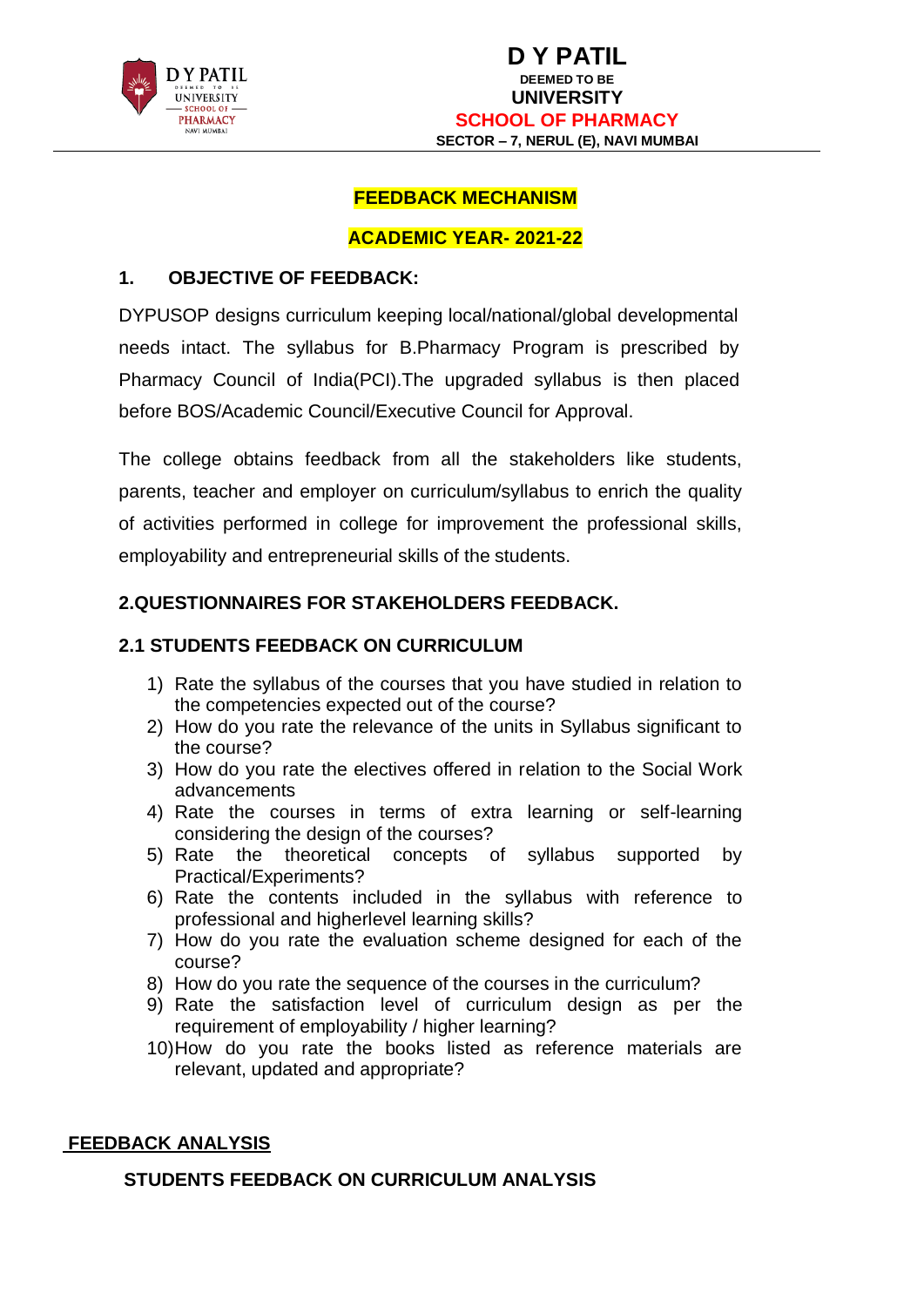# D Y PATIL

**DEEMED TO BE**

**UNIVERSITY**

**SCHOOL OF PHARMACY**

**SECTOR – 7, NERUL (E), NAVI MUMBAI**

## FEEDBACK MECHANISM

## ACADEMIC YEAR- 2021-22

### 1. OBJECTIVE OF FEEDBACK:

DYPUSOP designs curriculum keeping local/national/global developmental needs intact. The syllabus for B.Pharmacy Program is prescribed by Pharmacy Council of India(PCI).The upgraded syllabus is then placed before BOS/Academic Council/Executive Council for Approval.

The college obtains feedback from all the stakeholders like students, parents, teacher and employer on curriculum/syllabus to enrich the quality of activities performed in college for improvement the professional skills, employability and entrepreneurial skills of the students.

### 2.QUESTIONNAIRES FOR STAKEHOLDERS FEEDBACK.

#### 2.1 STUDENTS FEEDBACK ON CURRICULUM

1) Rate the syllabus of the courses that you have studied in relation to the competencies expected out of the course?
2) How do you rate the relevance of the units in Syllabus significant to the course?
3) How do you rate the electives offered in relation to the Social Work advancements
4) Rate the courses in terms of extra learning or self-learning considering the design of the courses?
5) Rate the theoretical concepts of syllabus supported by Practical/Experiments?
6) Rate the contents included in the syllabus with reference to professional and higherlevel learning skills?
7) How do you rate the evaluation scheme designed for each of the course?
8) How do you rate the sequence of the courses in the curriculum?
9) Rate the satisfaction level of curriculum design as per the requirement of employability / higher learning?
10) How do you rate the books listed as reference materials are relevant, updated and appropriate?

### FEEDBACK ANALYSIS

#### STUDENTS FEEDBACK ON CURRICULUM ANALYSIS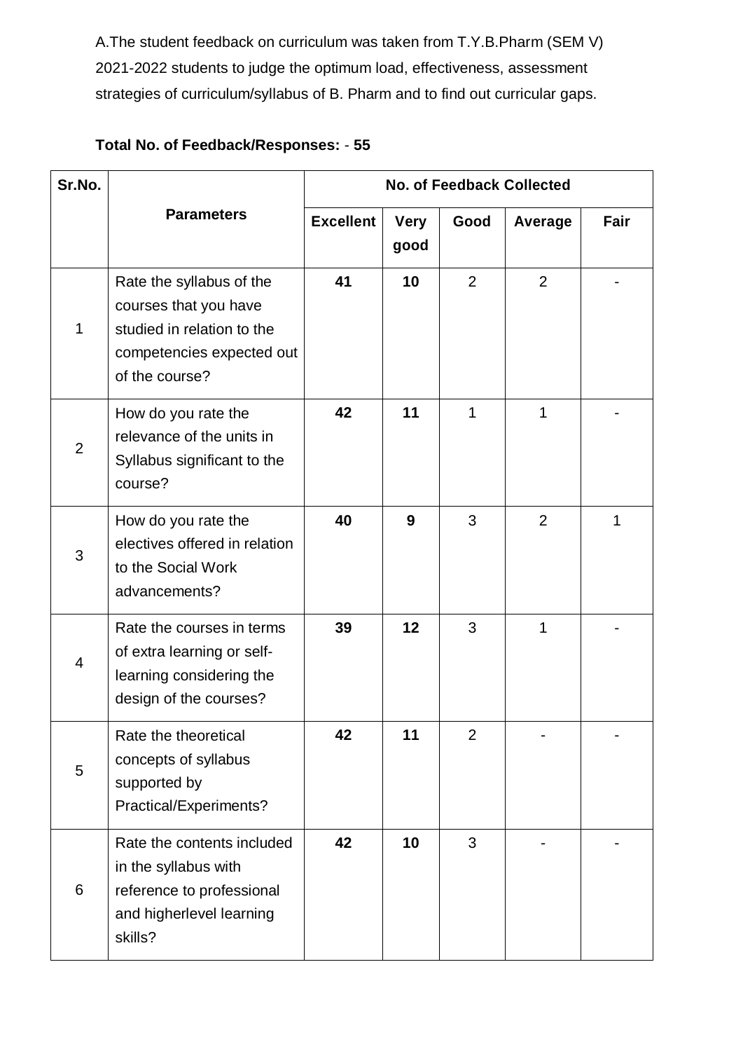A.The student feedback on curriculum was taken from T.Y.B.Pharm (SEM V) 2021-2022 students to judge the optimum load, effectiveness, assessment strategies of curriculum/syllabus of B. Pharm and to find out curricular gaps.

**Total No. of Feedback/Responses:** - **55**

| Sr.No. | Parameters | No. of Feedback Collected | | | | |
|---|---|---|---|---|---|---|
| | | **Excellent** | **Very good** | **Good** | **Average** | **Fair** |
| 1 | Rate the syllabus of the courses that you have studied in relation to the competencies expected out of the course? | **41** | **10** | 2 | 2 | - |
| 2 | How do you rate the relevance of the units in Syllabus significant to the course? | **42** | **11** | 1 | 1 | - |
| 3 | How do you rate the electives offered in relation to the Social Work advancements? | **40** | **9** | 3 | 2 | 1 |
| 4 | Rate the courses in terms of extra learning or self-learning considering the design of the courses? | **39** | **12** | 3 | 1 | - |
| 5 | Rate the theoretical concepts of syllabus supported by Practical/Experiments? | **42** | **11** | 2 | - | - |
| 6 | Rate the contents included in the syllabus with reference to professional and higherlevel learning skills? | **42** | **10** | 3 | - | - |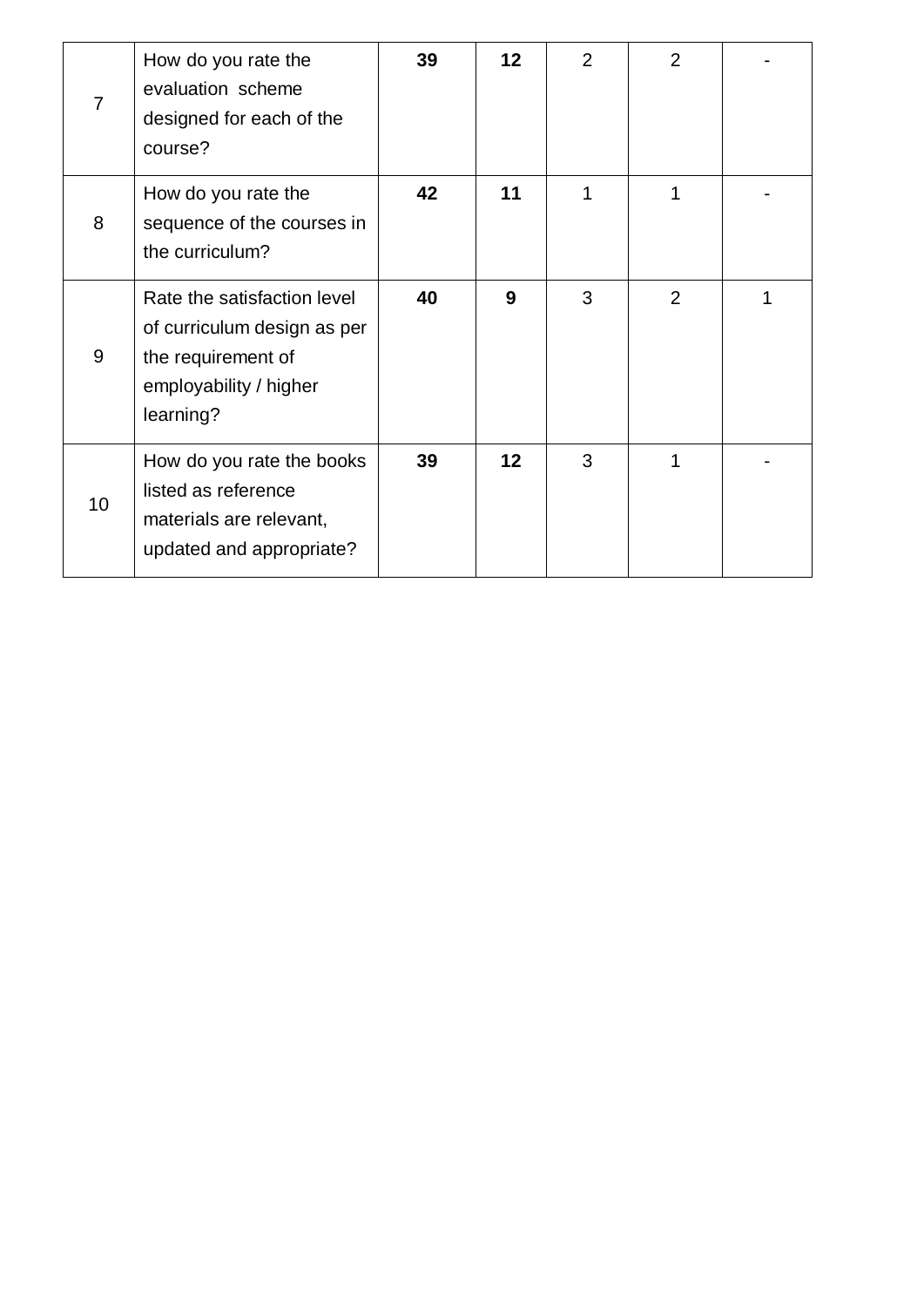| 7 | How do you rate the evaluation scheme designed for each of the course? | **39** | **12** | 2 | 2 | - |
|---|---|---|---|---|---|---|
| 8 | How do you rate the sequence of the courses in the curriculum? | **42** | **11** | 1 | 1 | - |
| 9 | Rate the satisfaction level of curriculum design as per the requirement of employability / higher learning? | **40** | **9** | 3 | 2 | 1 |
| 10 | How do you rate the books listed as reference materials are relevant, updated and appropriate? | **39** | **12** | 3 | 1 | - |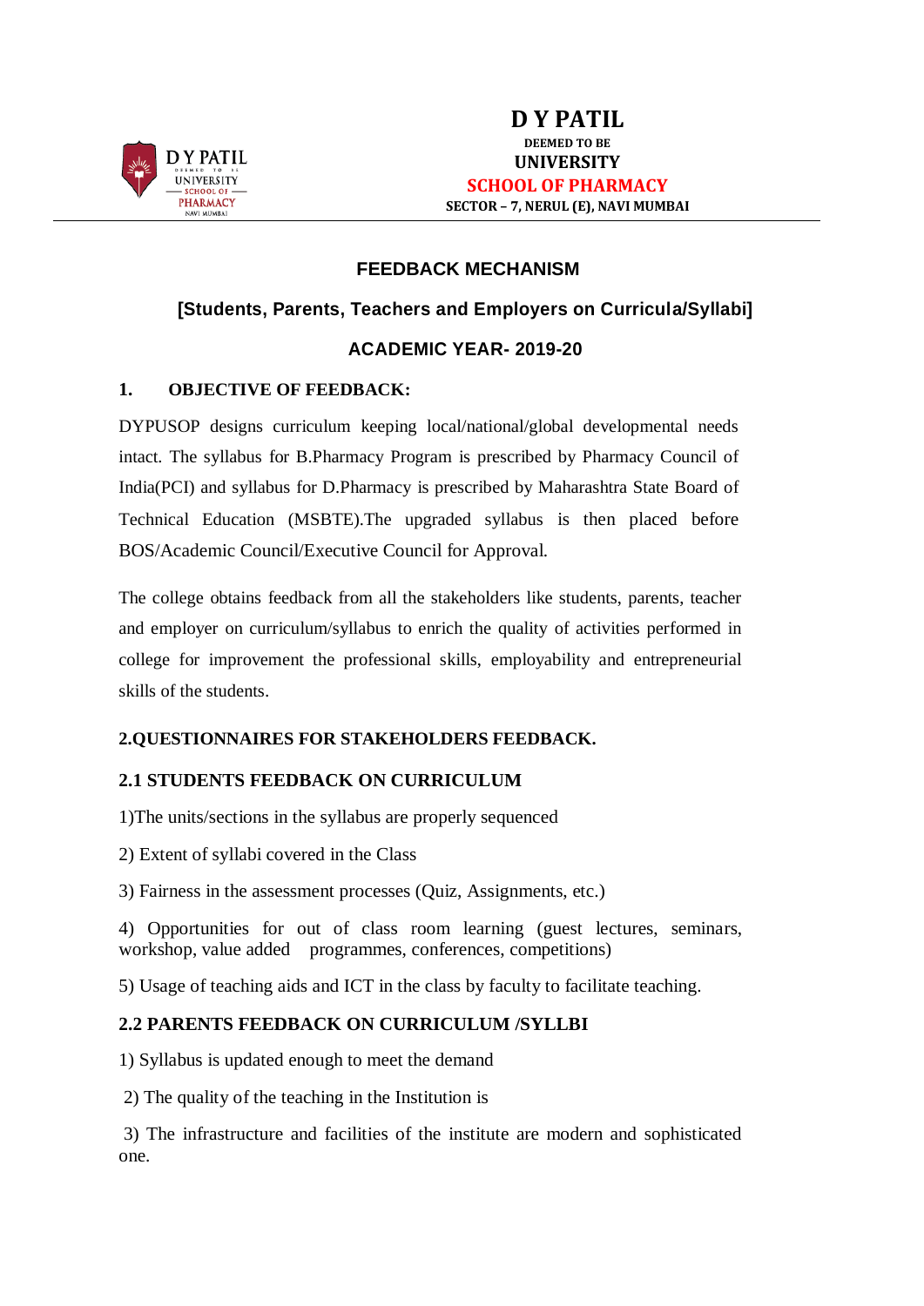# D Y PATIL

**DEEMED TO BE**

**UNIVERSITY**

**SCHOOL OF PHARMACY**

**SECTOR – 7, NERUL (E), NAVI MUMBAI**

## FEEDBACK MECHANISM

### [Students, Parents, Teachers and Employers on Curricula/Syllabi]

### ACADEMIC YEAR- 2019-20

**1. OBJECTIVE OF FEEDBACK:**

DYPUSOP designs curriculum keeping local/national/global developmental needs intact. The syllabus for B.Pharmacy Program is prescribed by Pharmacy Council of India(PCI) and syllabus for D.Pharmacy is prescribed by Maharashtra State Board of Technical Education (MSBTE).The upgraded syllabus is then placed before BOS/Academic Council/Executive Council for Approval.

The college obtains feedback from all the stakeholders like students, parents, teacher and employer on curriculum/syllabus to enrich the quality of activities performed in college for improvement the professional skills, employability and entrepreneurial skills of the students.

**2.QUESTIONNAIRES FOR STAKEHOLDERS FEEDBACK.**

**2.1 STUDENTS FEEDBACK ON CURRICULUM**

1)The units/sections in the syllabus are properly sequenced

2) Extent of syllabi covered in the Class

3) Fairness in the assessment processes (Quiz, Assignments, etc.)

4) Opportunities for out of class room learning (guest lectures, seminars, workshop, value added programmes, conferences, competitions)

5) Usage of teaching aids and ICT in the class by faculty to facilitate teaching.

**2.2 PARENTS FEEDBACK ON CURRICULUM /SYLLBI**

1) Syllabus is updated enough to meet the demand

2) The quality of the teaching in the Institution is

3) The infrastructure and facilities of the institute are modern and sophisticated one.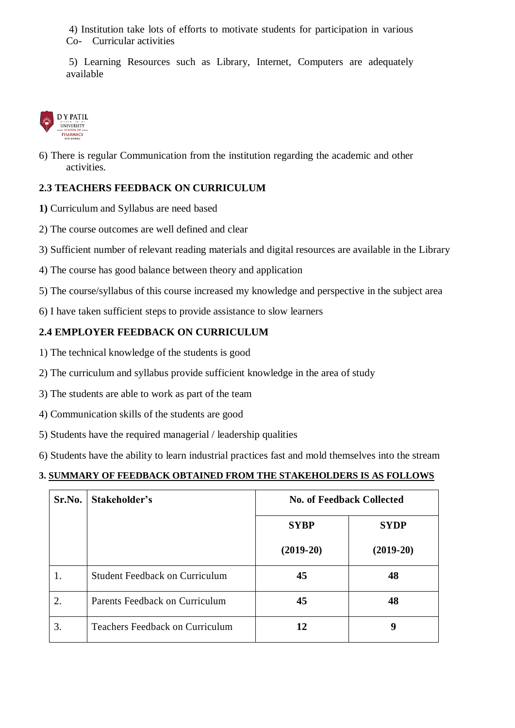4) Institution take lots of efforts to motivate students for participation in various Co- Curricular activities

5) Learning Resources such as Library, Internet, Computers are adequately available

6) There is regular Communication from the institution regarding the academic and other activities.

## 2.3 TEACHERS FEEDBACK ON CURRICULUM

**1)** Curriculum and Syllabus are need based

2) The course outcomes are well defined and clear

3) Sufficient number of relevant reading materials and digital resources are available in the Library

4) The course has good balance between theory and application

5) The course/syllabus of this course increased my knowledge and perspective in the subject area

6) I have taken sufficient steps to provide assistance to slow learners

## 2.4 EMPLOYER FEEDBACK ON CURRICULUM

1) The technical knowledge of the students is good

2) The curriculum and syllabus provide sufficient knowledge in the area of study

3) The students are able to work as part of the team

4) Communication skills of the students are good

5) Students have the required managerial / leadership qualities

6) Students have the ability to learn industrial practices fast and mold themselves into the stream

## 3. SUMMARY OF FEEDBACK OBTAINED FROM THE STAKEHOLDERS IS AS FOLLOWS

| Sr.No. | Stakeholder's | No. of Feedback Collected | |
|---|---|---|---|
| | | SYBP (2019-20) | SYDP (2019-20) |
| 1. | Student Feedback on Curriculum | 45 | 48 |
| 2. | Parents Feedback on Curriculum | 45 | 48 |
| 3. | Teachers Feedback on Curriculum | 12 | 9 |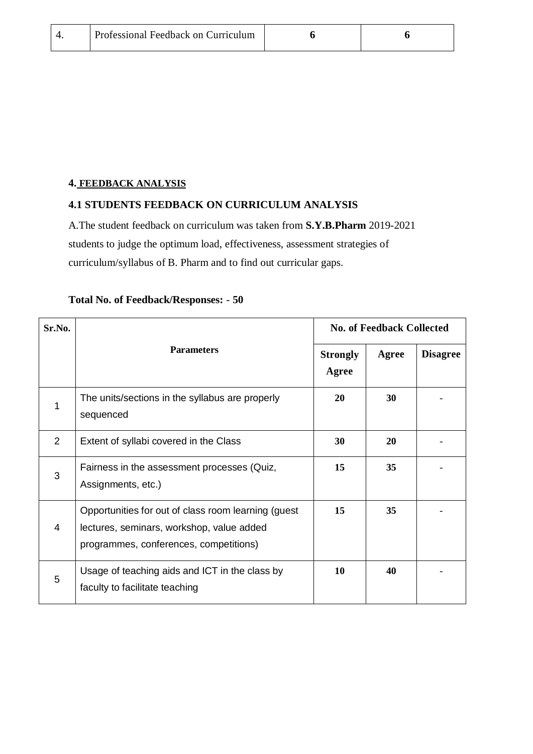| 4. | Professional Feedback on Curriculum | **6** | **6** |
|---|---|---|---|

**4. FEEDBACK ANALYSIS**

**4.1 STUDENTS FEEDBACK ON CURRICULUM ANALYSIS**

A.The student feedback on curriculum was taken from **S.Y.B.Pharm** 2019-2021 students to judge the optimum load, effectiveness, assessment strategies of curriculum/syllabus of B. Pharm and to find out curricular gaps.

**Total No. of Feedback/Responses: - 50**

| Sr.No. | Parameters | No. of Feedback Collected | | |
|---|---|---|---|---|
| | | **Strongly Agree** | **Agree** | **Disagree** |
| 1 | The units/sections in the syllabus are properly sequenced | **20** | **30** | - |
| 2 | Extent of syllabi covered in the Class | **30** | **20** | - |
| 3 | Fairness in the assessment processes (Quiz, Assignments, etc.) | **15** | **35** | - |
| 4 | Opportunities for out of class room learning (guest lectures, seminars, workshop, value added programmes, conferences, competitions) | **15** | **35** | - |
| 5 | Usage of teaching aids and ICT in the class by faculty to facilitate teaching | **10** | **40** | - |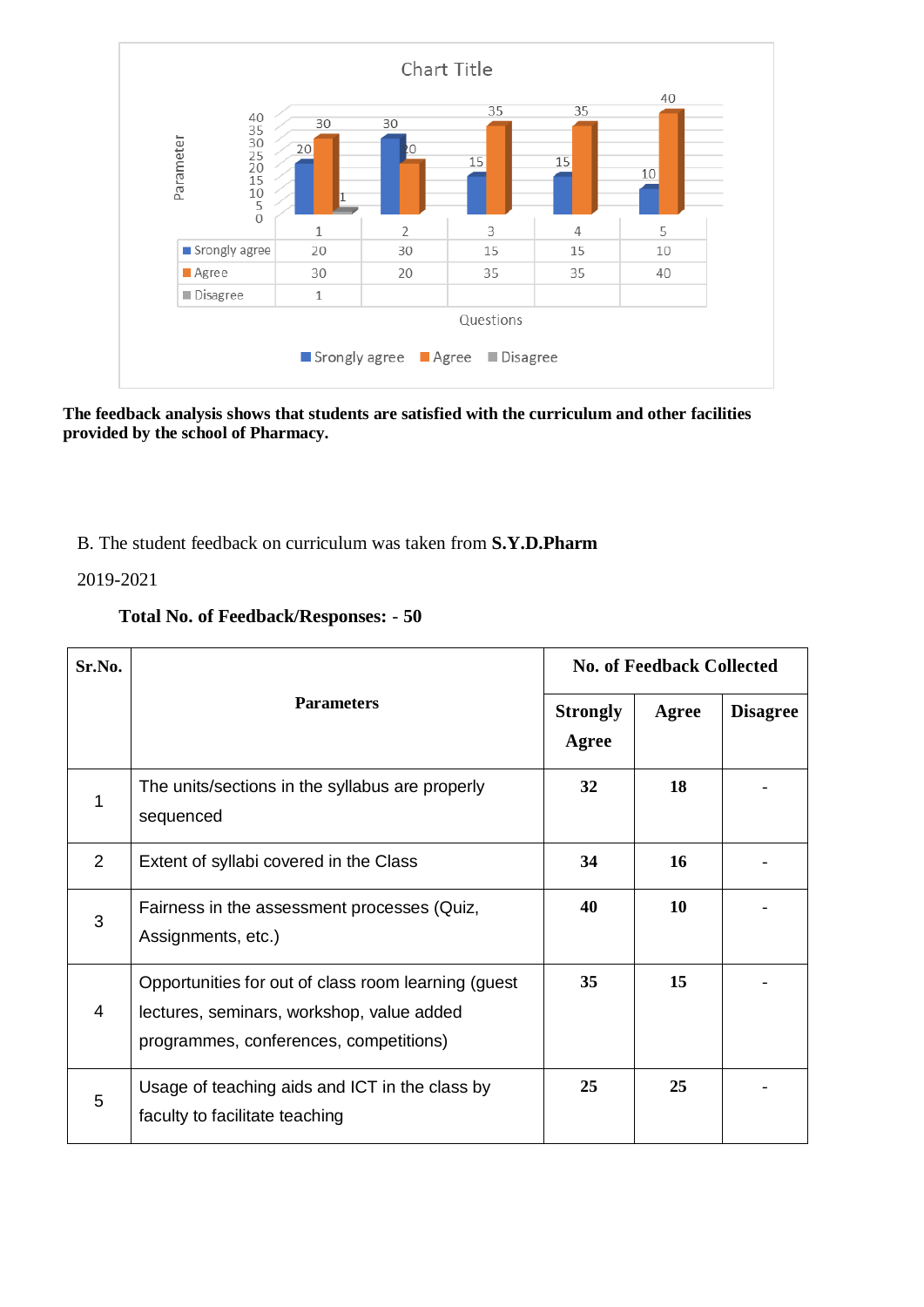Chart Title

| | 1 | 2 | 3 | 4 | 5 |
|---|---|---|---|---|---|
| Srongly agree | 20 | 30 | 15 | 15 | 10 |
| Agree | 30 | 20 | 35 | 35 | 40 |
| Disagree | 1 | | | | |

Parameter

Questions

Srongly agree   Agree   Disagree

**The feedback analysis shows that students are satisfied with the curriculum and other facilities provided by the school of Pharmacy.**

B. The student feedback on curriculum was taken from **S.Y.D.Pharm**

2019-2021

**Total No. of Feedback/Responses: - 50**

| Sr.No. | Parameters | No. of Feedback Collected | | |
|---|---|---|---|---|
| | | Strongly Agree | Agree | Disagree |
| 1 | The units/sections in the syllabus are properly sequenced | 32 | 18 | - |
| 2 | Extent of syllabi covered in the Class | 34 | 16 | - |
| 3 | Fairness in the assessment processes (Quiz, Assignments, etc.) | 40 | 10 | - |
| 4 | Opportunities for out of class room learning (guest lectures, seminars, workshop, value added programmes, conferences, competitions) | 35 | 15 | - |
| 5 | Usage of teaching aids and ICT in the class by faculty to facilitate teaching | 25 | 25 | - |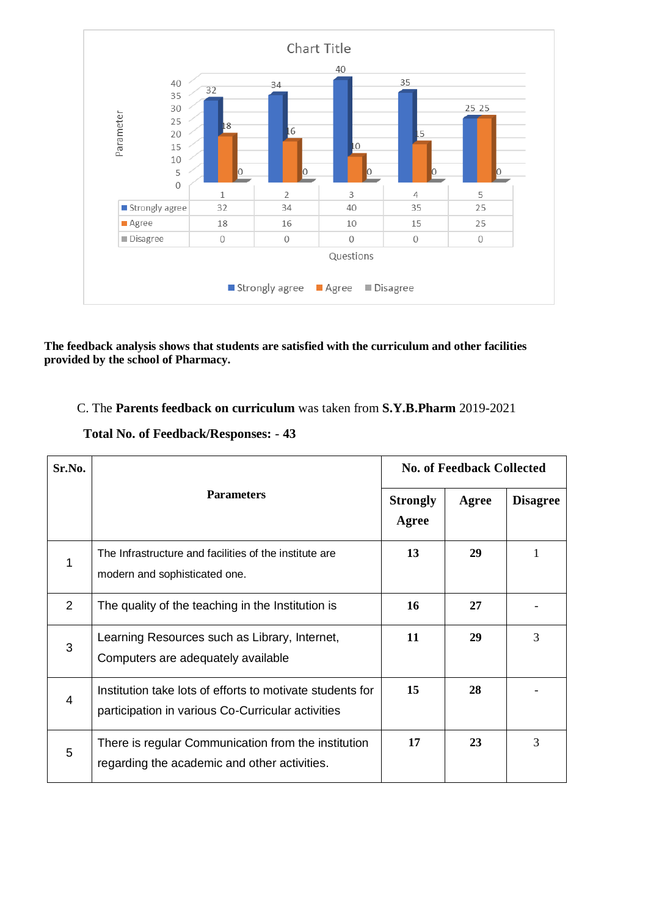Chart Title

| Questions | 1 | 2 | 3 | 4 | 5 |
|---|---|---|---|---|---|
| Strongly agree | 32 | 34 | 40 | 35 | 25 |
| Agree | 18 | 16 | 10 | 15 | 25 |
| Disagree | 0 | 0 | 0 | 0 | 0 |

**The feedback analysis shows that students are satisfied with the curriculum and other facilities provided by the school of Pharmacy.**

C. The **Parents feedback on curriculum** was taken from **S.Y.B.Pharm** 2019-2021

**Total No. of Feedback/Responses: - 43**

| Sr.No. | Parameters | No. of Feedback Collected | | |
|---|---|---|---|---|
| | | **Strongly Agree** | **Agree** | **Disagree** |
| 1 | The Infrastructure and facilities of the institute are modern and sophisticated one. | **13** | **29** | 1 |
| 2 | The quality of the teaching in the Institution is | **16** | **27** | - |
| 3 | Learning Resources such as Library, Internet, Computers are adequately available | **11** | **29** | 3 |
| 4 | Institution take lots of efforts to motivate students for participation in various Co-Curricular activities | **15** | **28** | - |
| 5 | There is regular Communication from the institution regarding the academic and other activities. | **17** | **23** | 3 |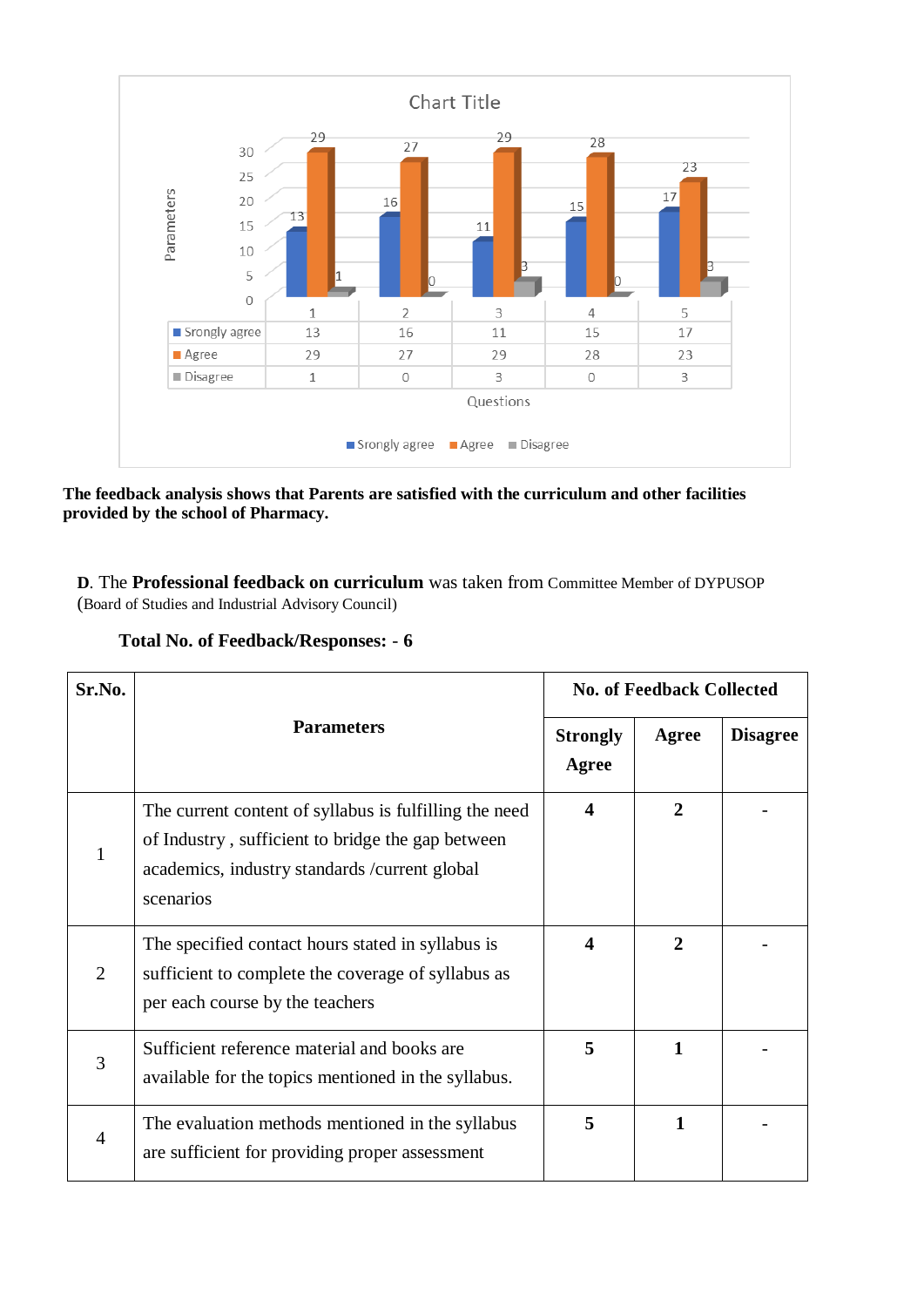Chart Title

| Questions | 1 | 2 | 3 | 4 | 5 |
|---|---|---|---|---|---|
| Srongly agree | 13 | 16 | 11 | 15 | 17 |
| Agree | 29 | 27 | 29 | 28 | 23 |
| Disagree | 1 | 0 | 3 | 0 | 3 |

**The feedback analysis shows that Parents are satisfied with the curriculum and other facilities provided by the school of Pharmacy.**

**D**. The **Professional feedback on curriculum** was taken from Committee Member of DYPUSOP (Board of Studies and Industrial Advisory Council)

**Total No. of Feedback/Responses: - 6**

| Sr.No. | Parameters | No. of Feedback Collected | | |
|---|---|---|---|---|
| | | **Strongly Agree** | **Agree** | **Disagree** |
| 1 | The current content of syllabus is fulfilling the need of Industry , sufficient to bridge the gap between academics, industry standards /current global scenarios | **4** | **2** | - |
| 2 | The specified contact hours stated in syllabus is sufficient to complete the coverage of syllabus as per each course by the teachers | **4** | **2** | - |
| 3 | Sufficient reference material and books are available for the topics mentioned in the syllabus. | **5** | **1** | - |
| 4 | The evaluation methods mentioned in the syllabus are sufficient for providing proper assessment | **5** | **1** | - |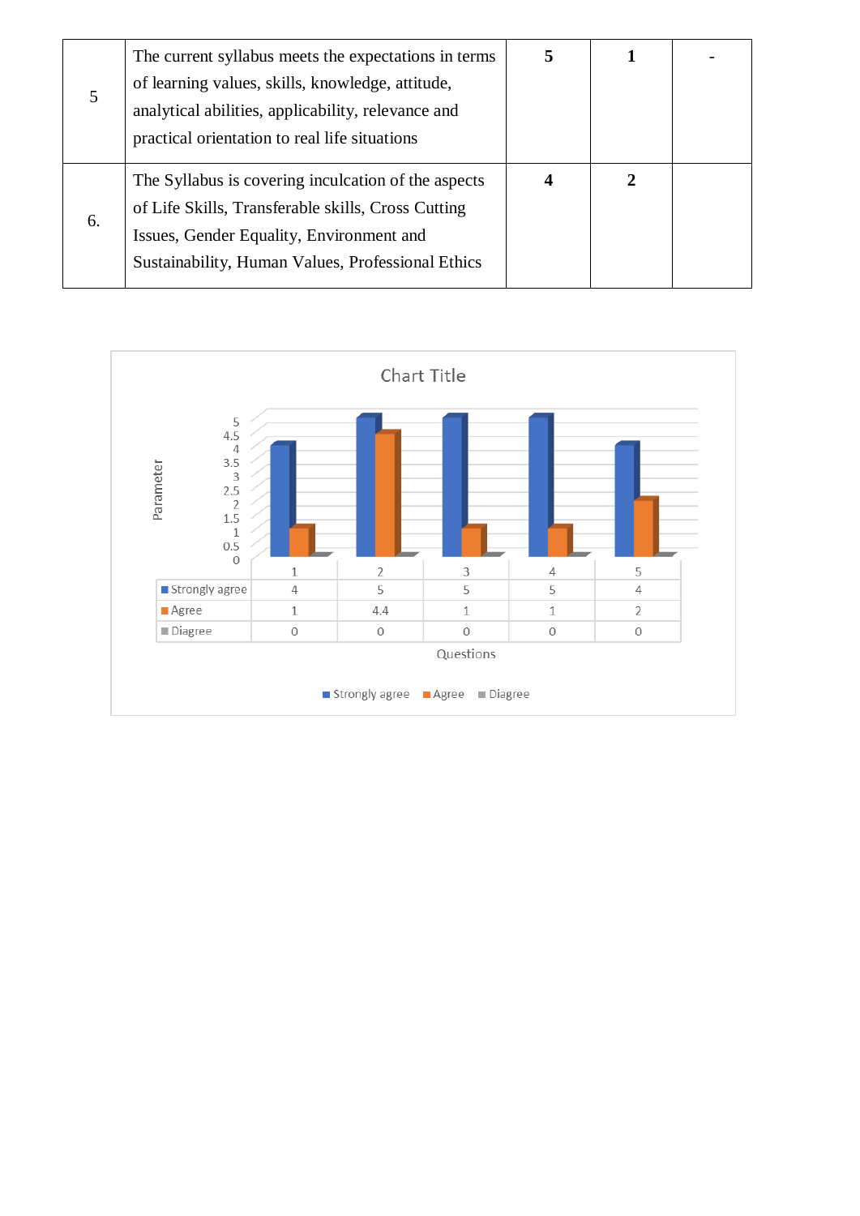| | | | | |
|---|---|---|---|---|
| 5 | The current syllabus meets the expectations in terms of learning values, skills, knowledge, attitude, analytical abilities, applicability, relevance and practical orientation to real life situations | **5** | **1** | **-** |
| 6. | The Syllabus is covering inculcation of the aspects of Life Skills, Transferable skills, Cross Cutting Issues, Gender Equality, Environment and Sustainability, Human Values, Professional Ethics | **4** | **2** | |

Chart Title

| | 1 | 2 | 3 | 4 | 5 |
|---|---|---|---|---|---|
| Strongly agree | 4 | 5 | 5 | 5 | 4 |
| Agree | 1 | 4.4 | 1 | 1 | 2 |
| Diagree | 0 | 0 | 0 | 0 | 0 |

Parameter

Questions

Strongly agree | Agree | Diagree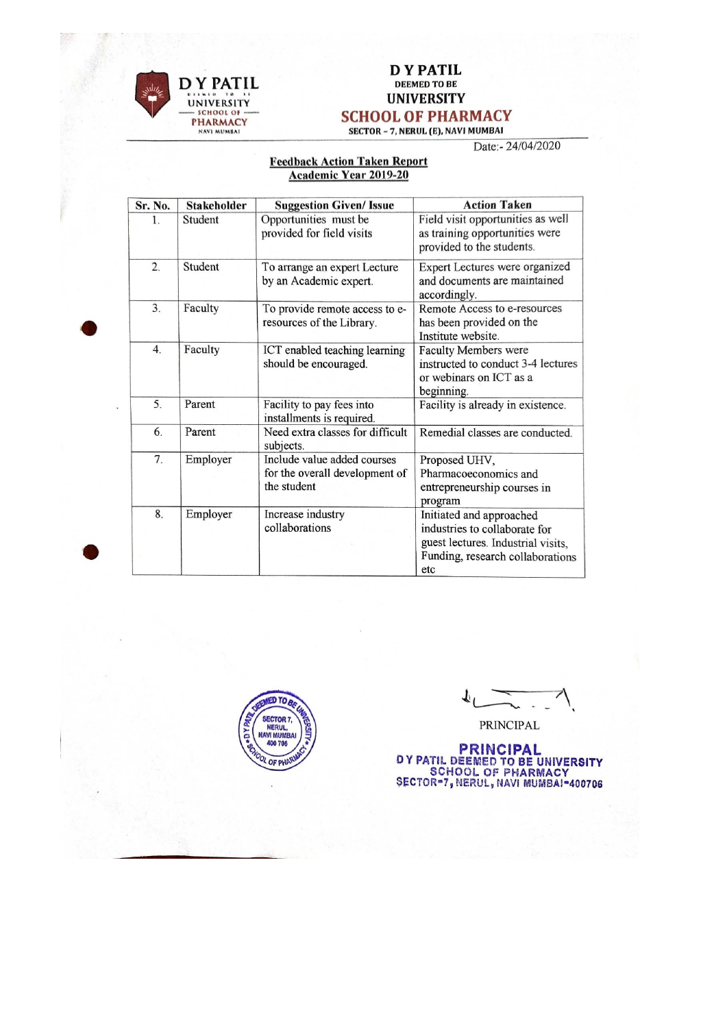D Y PATIL UNIVERSITY SCHOOL OF PHARMACY NAVI MUMBAI

# D Y PATIL
DEEMED TO BE
UNIVERSITY
## SCHOOL OF PHARMACY
SECTOR – 7, NERUL (E), NAVI MUMBAI

Date:- 24/04/2020

**Feedback Action Taken Report**
**Academic Year 2019-20**

| Sr. No. | Stakeholder | Suggestion Given/ Issue | Action Taken |
|---|---|---|---|
| 1. | Student | Opportunities must be provided for field visits | Field visit opportunities as well as training opportunities were provided to the students. |
| 2. | Student | To arrange an expert Lecture by an Academic expert. | Expert Lectures were organized and documents are maintained accordingly. |
| 3. | Faculty | To provide remote access to e-resources of the Library. | Remote Access to e-resources has been provided on the Institute website. |
| 4. | Faculty | ICT enabled teaching learning should be encouraged. | Faculty Members were instructed to conduct 3-4 lectures or webinars on ICT as a beginning. |
| 5. | Parent | Facility to pay fees into installments is required. | Facility is already in existence. |
| 6. | Parent | Need extra classes for difficult subjects. | Remedial classes are conducted. |
| 7. | Employer | Include value added courses for the overall development of the student | Proposed UHV, Pharmacoeconomics and entrepreneurship courses in program |
| 8. | Employer | Increase industry collaborations | Initiated and approached industries to collaborate for guest lectures. Industrial visits, Funding, research collaborations etc |

D Y PATIL DEEMED TO BE UNIVERSITY SCHOOL OF PHARMACY SECTOR 7, NERUL, NAVI MUMBAI 400 706

PRINCIPAL

**PRINCIPAL**
**D Y PATIL DEEMED TO BE UNIVERSITY**
**SCHOOL OF PHARMACY**
**SECTOR-7, NERUL, NAVI MUMBAI-400706**